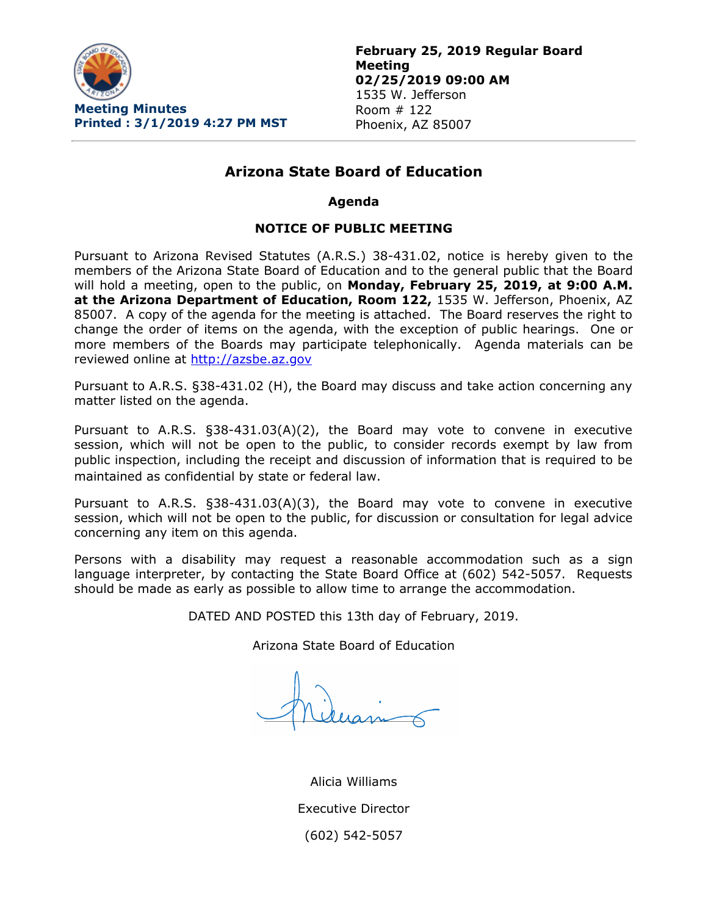**Meeting Minutes**
**Printed : 3/1/2019 4:27 PM MST**

**February 25, 2019 Regular Board Meeting**
**02/25/2019 09:00 AM**
1535 W. Jefferson
Room # 122
Phoenix, AZ 85007

## Arizona State Board of Education

### Agenda

### NOTICE OF PUBLIC MEETING

Pursuant to Arizona Revised Statutes (A.R.S.) 38-431.02, notice is hereby given to the members of the Arizona State Board of Education and to the general public that the Board will hold a meeting, open to the public, on **Monday, February 25, 2019, at 9:00 A.M. at the Arizona Department of Education, Room 122,** 1535 W. Jefferson, Phoenix, AZ 85007. A copy of the agenda for the meeting is attached. The Board reserves the right to change the order of items on the agenda, with the exception of public hearings. One or more members of the Boards may participate telephonically. Agenda materials can be reviewed online at http://azsbe.az.gov

Pursuant to A.R.S. §38-431.02 (H), the Board may discuss and take action concerning any matter listed on the agenda.

Pursuant to A.R.S. §38-431.03(A)(2), the Board may vote to convene in executive session, which will not be open to the public, to consider records exempt by law from public inspection, including the receipt and discussion of information that is required to be maintained as confidential by state or federal law.

Pursuant to A.R.S. §38-431.03(A)(3), the Board may vote to convene in executive session, which will not be open to the public, for discussion or consultation for legal advice concerning any item on this agenda.

Persons with a disability may request a reasonable accommodation such as a sign language interpreter, by contacting the State Board Office at (602) 542-5057. Requests should be made as early as possible to allow time to arrange the accommodation.

DATED AND POSTED this 13th day of February, 2019.

Arizona State Board of Education

Alicia Williams

Executive Director

(602) 542-5057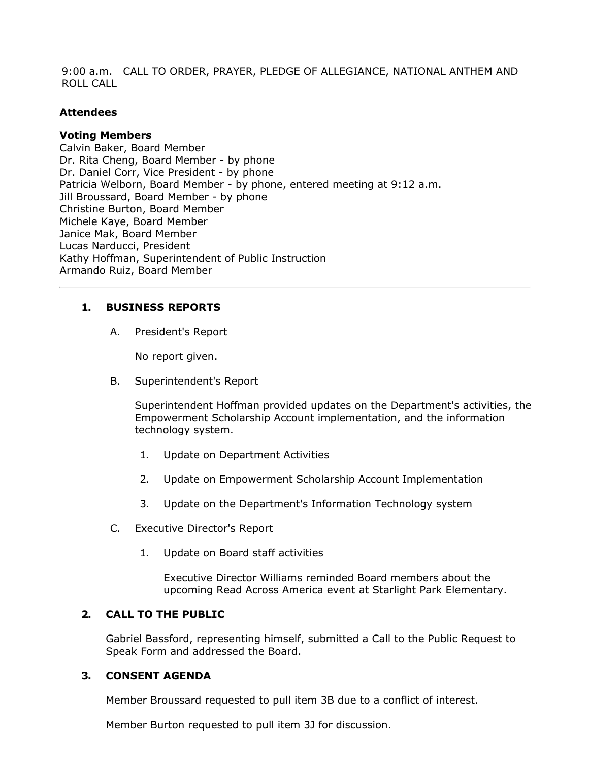9:00 a.m.   CALL TO ORDER, PRAYER, PLEDGE OF ALLEGIANCE, NATIONAL ANTHEM AND ROLL CALL

**Attendees**

---

**Voting Members**
Calvin Baker, Board Member
Dr. Rita Cheng, Board Member - by phone
Dr. Daniel Corr, Vice President - by phone
Patricia Welborn, Board Member - by phone, entered meeting at 9:12 a.m.
Jill Broussard, Board Member - by phone
Christine Burton, Board Member
Michele Kaye, Board Member
Janice Mak, Board Member
Lucas Narducci, President
Kathy Hoffman, Superintendent of Public Instruction
Armando Ruiz, Board Member

---

**1. BUSINESS REPORTS**

A. President's Report

No report given.

B. Superintendent's Report

Superintendent Hoffman provided updates on the Department's activities, the Empowerment Scholarship Account implementation, and the information technology system.

1. Update on Department Activities
2. Update on Empowerment Scholarship Account Implementation
3. Update on the Department's Information Technology system

C. Executive Director's Report

1. Update on Board staff activities

Executive Director Williams reminded Board members about the upcoming Read Across America event at Starlight Park Elementary.

**2. CALL TO THE PUBLIC**

Gabriel Bassford, representing himself, submitted a Call to the Public Request to Speak Form and addressed the Board.

**3. CONSENT AGENDA**

Member Broussard requested to pull item 3B due to a conflict of interest.

Member Burton requested to pull item 3J for discussion.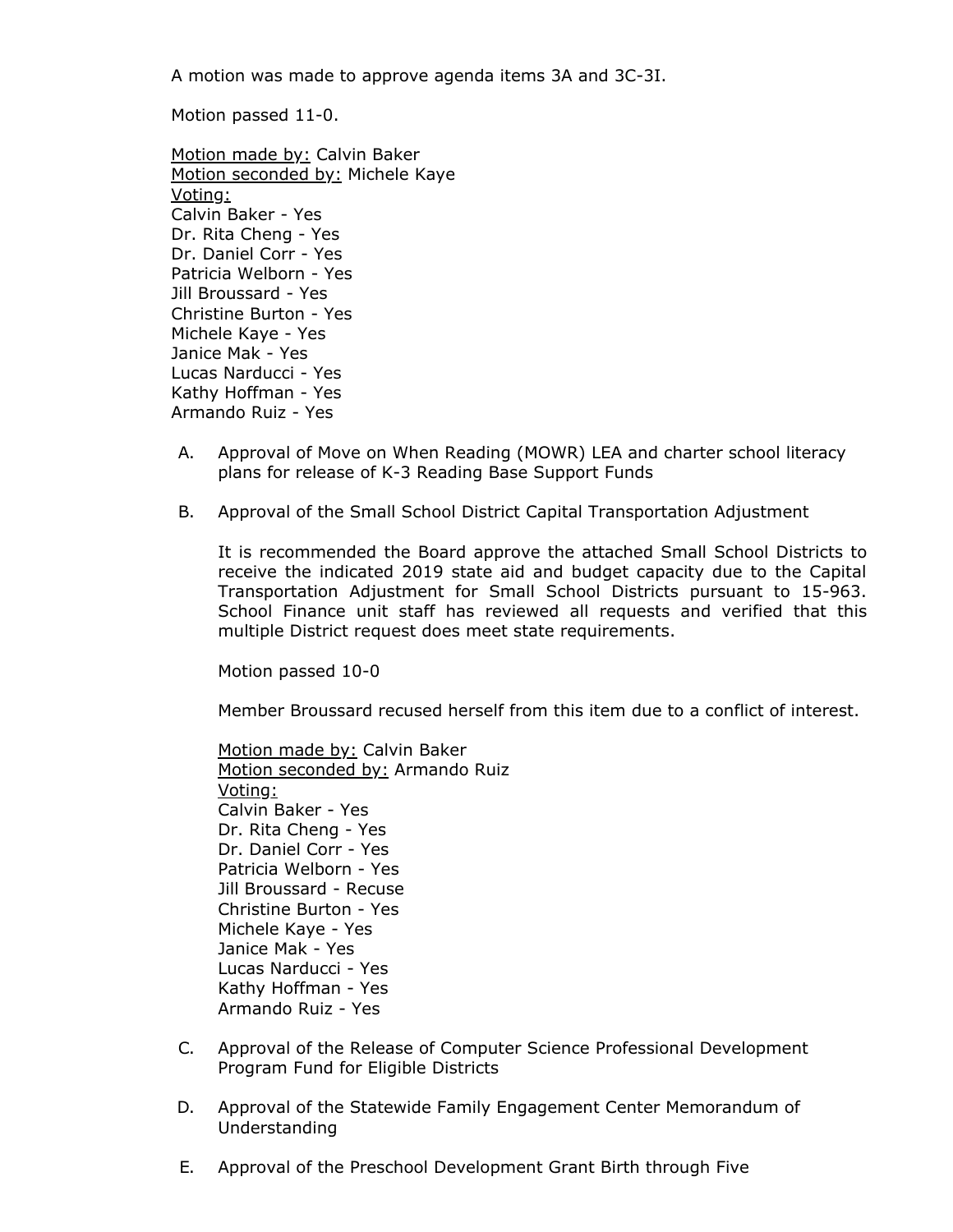A motion was made to approve agenda items 3A and 3C-3I.

Motion passed 11-0.

Motion made by: Calvin Baker
Motion seconded by: Michele Kaye
Voting:
Calvin Baker - Yes
Dr. Rita Cheng - Yes
Dr. Daniel Corr - Yes
Patricia Welborn - Yes
Jill Broussard - Yes
Christine Burton - Yes
Michele Kaye - Yes
Janice Mak - Yes
Lucas Narducci - Yes
Kathy Hoffman - Yes
Armando Ruiz - Yes

A. Approval of Move on When Reading (MOWR) LEA and charter school literacy plans for release of K-3 Reading Base Support Funds

B. Approval of the Small School District Capital Transportation Adjustment

   It is recommended the Board approve the attached Small School Districts to receive the indicated 2019 state aid and budget capacity due to the Capital Transportation Adjustment for Small School Districts pursuant to 15-963. School Finance unit staff has reviewed all requests and verified that this multiple District request does meet state requirements.

   Motion passed 10-0

   Member Broussard recused herself from this item due to a conflict of interest.

   Motion made by: Calvin Baker
   Motion seconded by: Armando Ruiz
   Voting:
   Calvin Baker - Yes
   Dr. Rita Cheng - Yes
   Dr. Daniel Corr - Yes
   Patricia Welborn - Yes
   Jill Broussard - Recuse
   Christine Burton - Yes
   Michele Kaye - Yes
   Janice Mak - Yes
   Lucas Narducci - Yes
   Kathy Hoffman - Yes
   Armando Ruiz - Yes

C. Approval of the Release of Computer Science Professional Development Program Fund for Eligible Districts

D. Approval of the Statewide Family Engagement Center Memorandum of Understanding

E. Approval of the Preschool Development Grant Birth through Five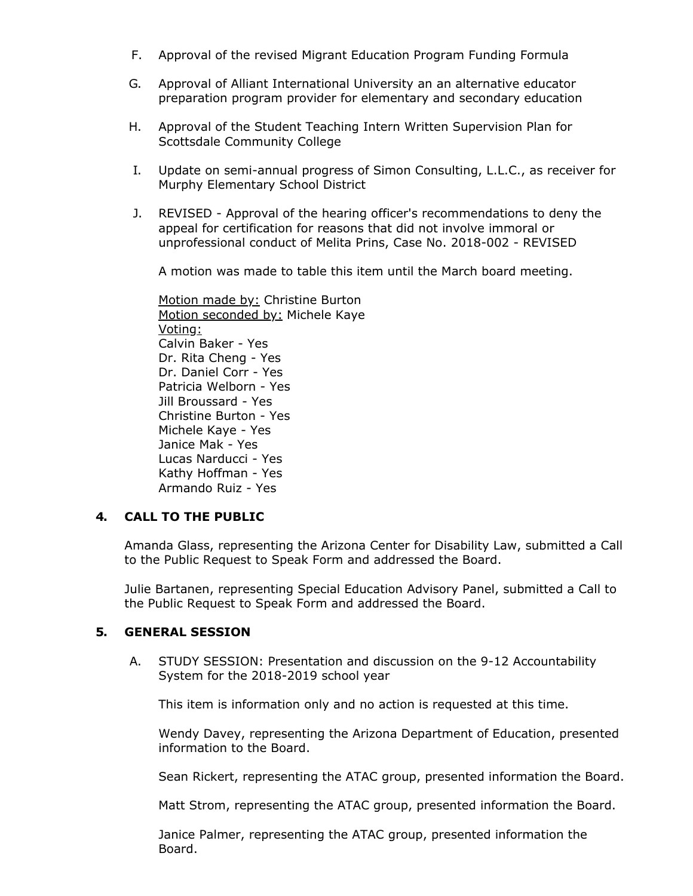F. Approval of the revised Migrant Education Program Funding Formula

G. Approval of Alliant International University an an alternative educator preparation program provider for elementary and secondary education

H. Approval of the Student Teaching Intern Written Supervision Plan for Scottsdale Community College

I. Update on semi-annual progress of Simon Consulting, L.L.C., as receiver for Murphy Elementary School District

J. REVISED - Approval of the hearing officer's recommendations to deny the appeal for certification for reasons that did not involve immoral or unprofessional conduct of Melita Prins, Case No. 2018-002 - REVISED

A motion was made to table this item until the March board meeting.

Motion made by: Christine Burton
Motion seconded by: Michele Kaye
Voting:
Calvin Baker - Yes
Dr. Rita Cheng - Yes
Dr. Daniel Corr - Yes
Patricia Welborn - Yes
Jill Broussard - Yes
Christine Burton - Yes
Michele Kaye - Yes
Janice Mak - Yes
Lucas Narducci - Yes
Kathy Hoffman - Yes
Armando Ruiz - Yes

## 4. CALL TO THE PUBLIC

Amanda Glass, representing the Arizona Center for Disability Law, submitted a Call to the Public Request to Speak Form and addressed the Board.

Julie Bartanen, representing Special Education Advisory Panel, submitted a Call to the Public Request to Speak Form and addressed the Board.

## 5. GENERAL SESSION

A. STUDY SESSION: Presentation and discussion on the 9-12 Accountability System for the 2018-2019 school year

This item is information only and no action is requested at this time.

Wendy Davey, representing the Arizona Department of Education, presented information to the Board.

Sean Rickert, representing the ATAC group, presented information the Board.

Matt Strom, representing the ATAC group, presented information the Board.

Janice Palmer, representing the ATAC group, presented information the Board.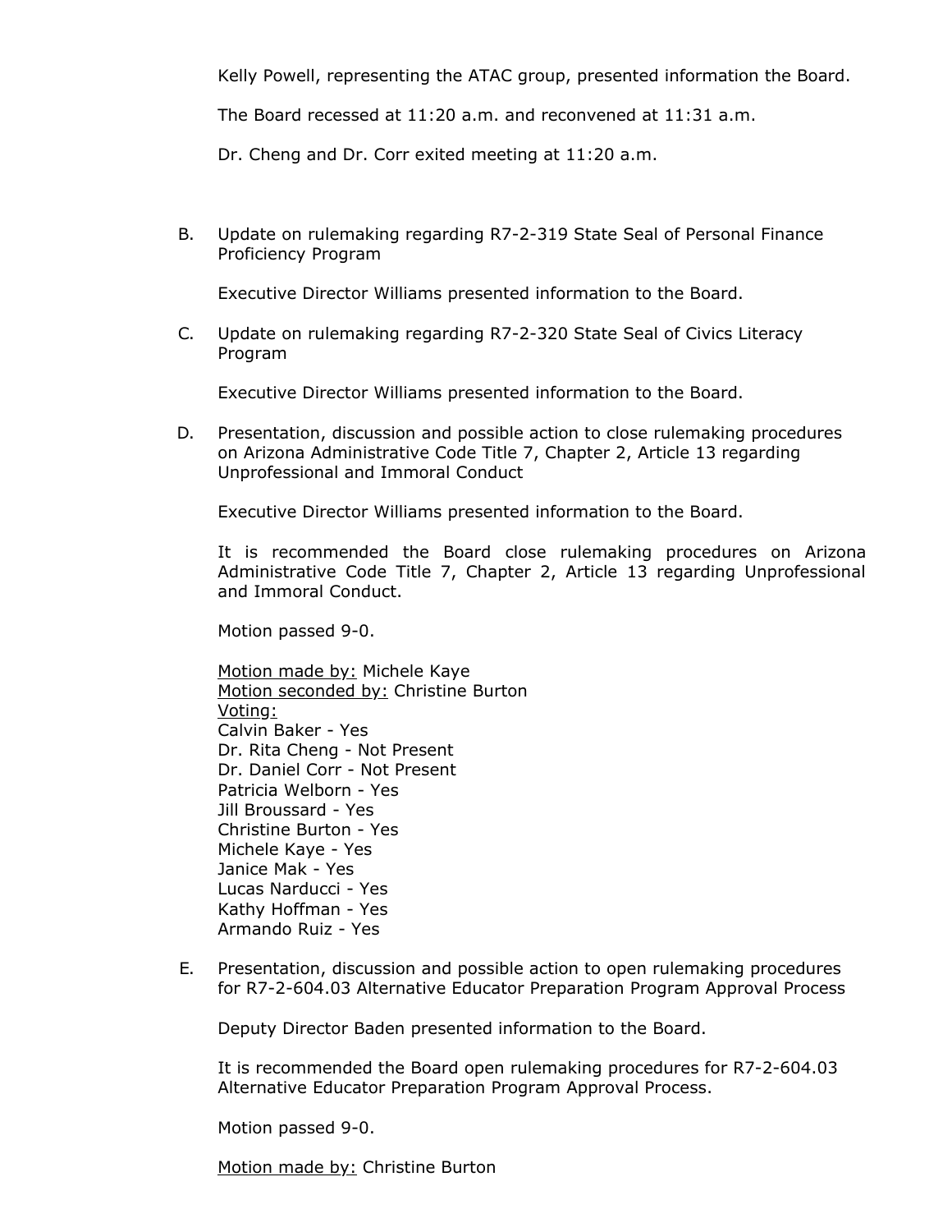Kelly Powell, representing the ATAC group, presented information the Board.

The Board recessed at 11:20 a.m. and reconvened at 11:31 a.m.

Dr. Cheng and Dr. Corr exited meeting at 11:20 a.m.

B. Update on rulemaking regarding R7-2-319 State Seal of Personal Finance Proficiency Program

   Executive Director Williams presented information to the Board.

C. Update on rulemaking regarding R7-2-320 State Seal of Civics Literacy Program

   Executive Director Williams presented information to the Board.

D. Presentation, discussion and possible action to close rulemaking procedures on Arizona Administrative Code Title 7, Chapter 2, Article 13 regarding Unprofessional and Immoral Conduct

   Executive Director Williams presented information to the Board.

   It is recommended the Board close rulemaking procedures on Arizona Administrative Code Title 7, Chapter 2, Article 13 regarding Unprofessional and Immoral Conduct.

   Motion passed 9-0.

   Motion made by: Michele Kaye
   Motion seconded by: Christine Burton
   Voting:
   Calvin Baker - Yes
   Dr. Rita Cheng - Not Present
   Dr. Daniel Corr - Not Present
   Patricia Welborn - Yes
   Jill Broussard - Yes
   Christine Burton - Yes
   Michele Kaye - Yes
   Janice Mak - Yes
   Lucas Narducci - Yes
   Kathy Hoffman - Yes
   Armando Ruiz - Yes

E. Presentation, discussion and possible action to open rulemaking procedures for R7-2-604.03 Alternative Educator Preparation Program Approval Process

   Deputy Director Baden presented information to the Board.

   It is recommended the Board open rulemaking procedures for R7-2-604.03 Alternative Educator Preparation Program Approval Process.

   Motion passed 9-0.

   Motion made by: Christine Burton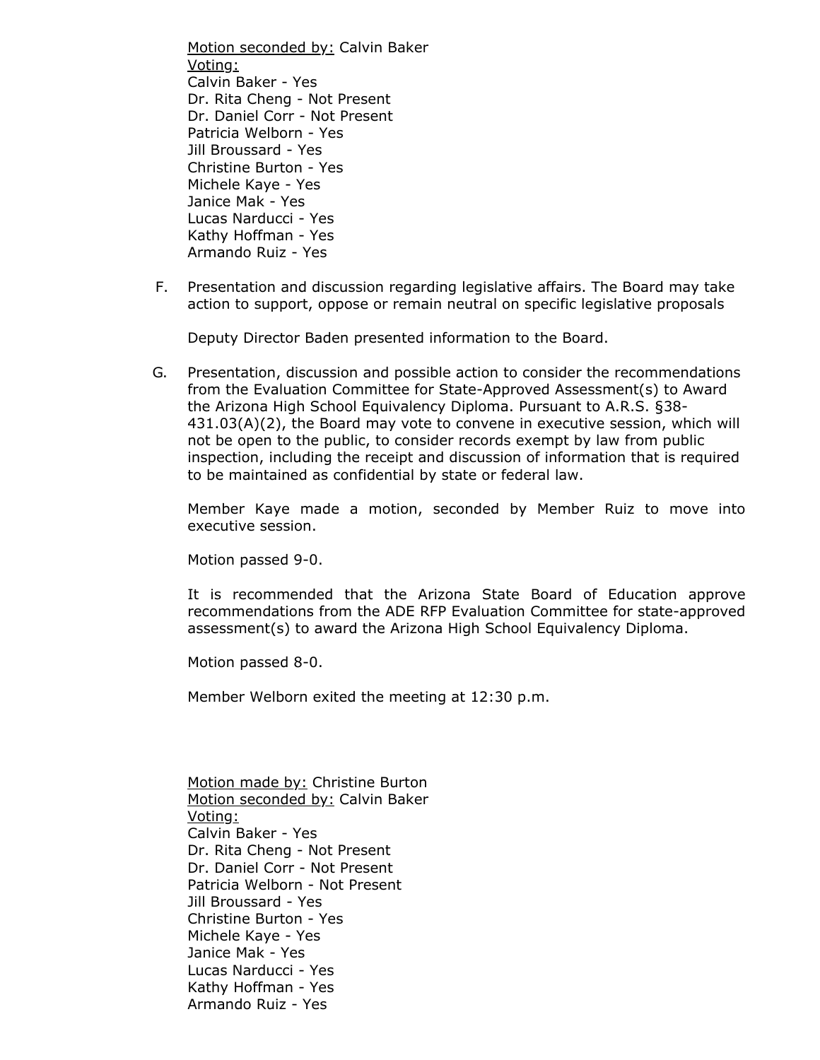Motion seconded by: Calvin Baker
Voting:
Calvin Baker - Yes
Dr. Rita Cheng - Not Present
Dr. Daniel Corr - Not Present
Patricia Welborn - Yes
Jill Broussard - Yes
Christine Burton - Yes
Michele Kaye - Yes
Janice Mak - Yes
Lucas Narducci - Yes
Kathy Hoffman - Yes
Armando Ruiz - Yes

F. Presentation and discussion regarding legislative affairs. The Board may take action to support, oppose or remain neutral on specific legislative proposals

Deputy Director Baden presented information to the Board.

G. Presentation, discussion and possible action to consider the recommendations from the Evaluation Committee for State-Approved Assessment(s) to Award the Arizona High School Equivalency Diploma. Pursuant to A.R.S. §38-431.03(A)(2), the Board may vote to convene in executive session, which will not be open to the public, to consider records exempt by law from public inspection, including the receipt and discussion of information that is required to be maintained as confidential by state or federal law.

Member Kaye made a motion, seconded by Member Ruiz to move into executive session.

Motion passed 9-0.

It is recommended that the Arizona State Board of Education approve recommendations from the ADE RFP Evaluation Committee for state-approved assessment(s) to award the Arizona High School Equivalency Diploma.

Motion passed 8-0.

Member Welborn exited the meeting at 12:30 p.m.

Motion made by: Christine Burton
Motion seconded by: Calvin Baker
Voting:
Calvin Baker - Yes
Dr. Rita Cheng - Not Present
Dr. Daniel Corr - Not Present
Patricia Welborn - Not Present
Jill Broussard - Yes
Christine Burton - Yes
Michele Kaye - Yes
Janice Mak - Yes
Lucas Narducci - Yes
Kathy Hoffman - Yes
Armando Ruiz - Yes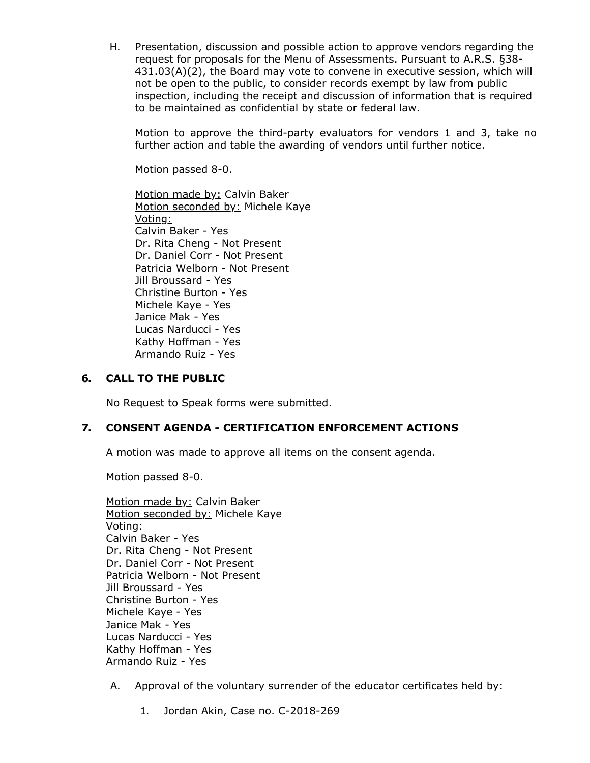H. Presentation, discussion and possible action to approve vendors regarding the request for proposals for the Menu of Assessments. Pursuant to A.R.S. §38-431.03(A)(2), the Board may vote to convene in executive session, which will not be open to the public, to consider records exempt by law from public inspection, including the receipt and discussion of information that is required to be maintained as confidential by state or federal law.

   Motion to approve the third-party evaluators for vendors 1 and 3, take no further action and table the awarding of vendors until further notice.

   Motion passed 8-0.

   Motion made by: Calvin Baker
   Motion seconded by: Michele Kaye
   Voting:
   Calvin Baker - Yes
   Dr. Rita Cheng - Not Present
   Dr. Daniel Corr - Not Present
   Patricia Welborn - Not Present
   Jill Broussard - Yes
   Christine Burton - Yes
   Michele Kaye - Yes
   Janice Mak - Yes
   Lucas Narducci - Yes
   Kathy Hoffman - Yes
   Armando Ruiz - Yes

## 6. CALL TO THE PUBLIC

No Request to Speak forms were submitted.

## 7. CONSENT AGENDA - CERTIFICATION ENFORCEMENT ACTIONS

A motion was made to approve all items on the consent agenda.

Motion passed 8-0.

Motion made by: Calvin Baker
Motion seconded by: Michele Kaye
Voting:
Calvin Baker - Yes
Dr. Rita Cheng - Not Present
Dr. Daniel Corr - Not Present
Patricia Welborn - Not Present
Jill Broussard - Yes
Christine Burton - Yes
Michele Kaye - Yes
Janice Mak - Yes
Lucas Narducci - Yes
Kathy Hoffman - Yes
Armando Ruiz - Yes

A. Approval of the voluntary surrender of the educator certificates held by:

   1. Jordan Akin, Case no. C-2018-269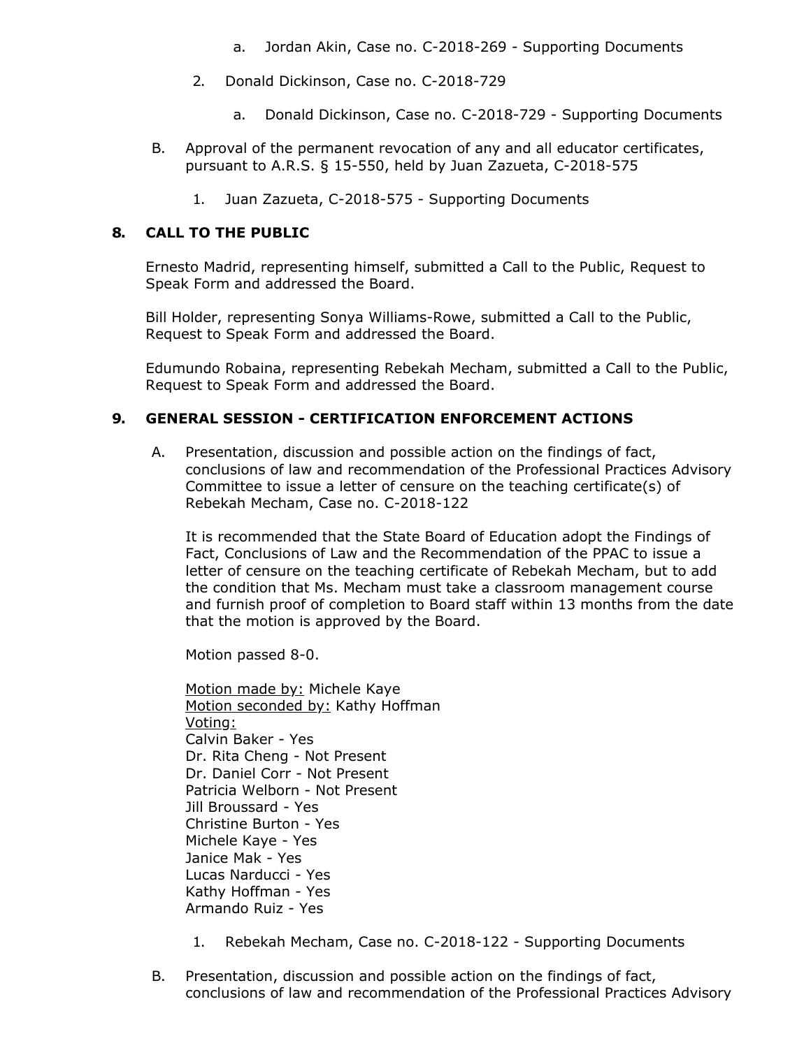a. Jordan Akin, Case no. C-2018-269 - Supporting Documents

2. Donald Dickinson, Case no. C-2018-729

   a. Donald Dickinson, Case no. C-2018-729 - Supporting Documents

B. Approval of the permanent revocation of any and all educator certificates, pursuant to A.R.S. § 15-550, held by Juan Zazueta, C-2018-575

   1. Juan Zazueta, C-2018-575 - Supporting Documents

## 8. CALL TO THE PUBLIC

Ernesto Madrid, representing himself, submitted a Call to the Public, Request to Speak Form and addressed the Board.

Bill Holder, representing Sonya Williams-Rowe, submitted a Call to the Public, Request to Speak Form and addressed the Board.

Edumundo Robaina, representing Rebekah Mecham, submitted a Call to the Public, Request to Speak Form and addressed the Board.

## 9. GENERAL SESSION - CERTIFICATION ENFORCEMENT ACTIONS

A. Presentation, discussion and possible action on the findings of fact, conclusions of law and recommendation of the Professional Practices Advisory Committee to issue a letter of censure on the teaching certificate(s) of Rebekah Mecham, Case no. C-2018-122

It is recommended that the State Board of Education adopt the Findings of Fact, Conclusions of Law and the Recommendation of the PPAC to issue a letter of censure on the teaching certificate of Rebekah Mecham, but to add the condition that Ms. Mecham must take a classroom management course and furnish proof of completion to Board staff within 13 months from the date that the motion is approved by the Board.

Motion passed 8-0.

Motion made by: Michele Kaye
Motion seconded by: Kathy Hoffman
Voting:
Calvin Baker - Yes
Dr. Rita Cheng - Not Present
Dr. Daniel Corr - Not Present
Patricia Welborn - Not Present
Jill Broussard - Yes
Christine Burton - Yes
Michele Kaye - Yes
Janice Mak - Yes
Lucas Narducci - Yes
Kathy Hoffman - Yes
Armando Ruiz - Yes

   1. Rebekah Mecham, Case no. C-2018-122 - Supporting Documents

B. Presentation, discussion and possible action on the findings of fact, conclusions of law and recommendation of the Professional Practices Advisory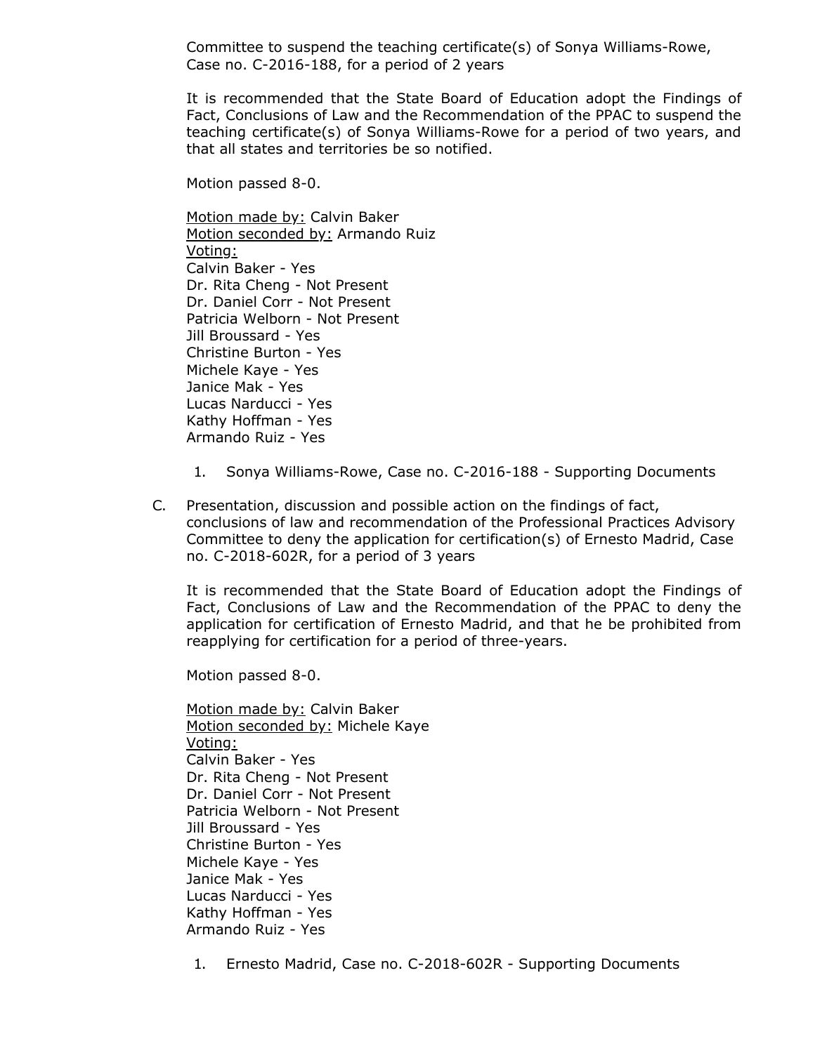Committee to suspend the teaching certificate(s) of Sonya Williams-Rowe, Case no. C-2016-188, for a period of 2 years

It is recommended that the State Board of Education adopt the Findings of Fact, Conclusions of Law and the Recommendation of the PPAC to suspend the teaching certificate(s) of Sonya Williams-Rowe for a period of two years, and that all states and territories be so notified.

Motion passed 8-0.

Motion made by: Calvin Baker
Motion seconded by: Armando Ruiz
Voting:
Calvin Baker - Yes
Dr. Rita Cheng - Not Present
Dr. Daniel Corr - Not Present
Patricia Welborn - Not Present
Jill Broussard - Yes
Christine Burton - Yes
Michele Kaye - Yes
Janice Mak - Yes
Lucas Narducci - Yes
Kathy Hoffman - Yes
Armando Ruiz - Yes

1. Sonya Williams-Rowe, Case no. C-2016-188 - Supporting Documents

C. Presentation, discussion and possible action on the findings of fact, conclusions of law and recommendation of the Professional Practices Advisory Committee to deny the application for certification(s) of Ernesto Madrid, Case no. C-2018-602R, for a period of 3 years

It is recommended that the State Board of Education adopt the Findings of Fact, Conclusions of Law and the Recommendation of the PPAC to deny the application for certification of Ernesto Madrid, and that he be prohibited from reapplying for certification for a period of three-years.

Motion passed 8-0.

Motion made by: Calvin Baker
Motion seconded by: Michele Kaye
Voting:
Calvin Baker - Yes
Dr. Rita Cheng - Not Present
Dr. Daniel Corr - Not Present
Patricia Welborn - Not Present
Jill Broussard - Yes
Christine Burton - Yes
Michele Kaye - Yes
Janice Mak - Yes
Lucas Narducci - Yes
Kathy Hoffman - Yes
Armando Ruiz - Yes

1. Ernesto Madrid, Case no. C-2018-602R - Supporting Documents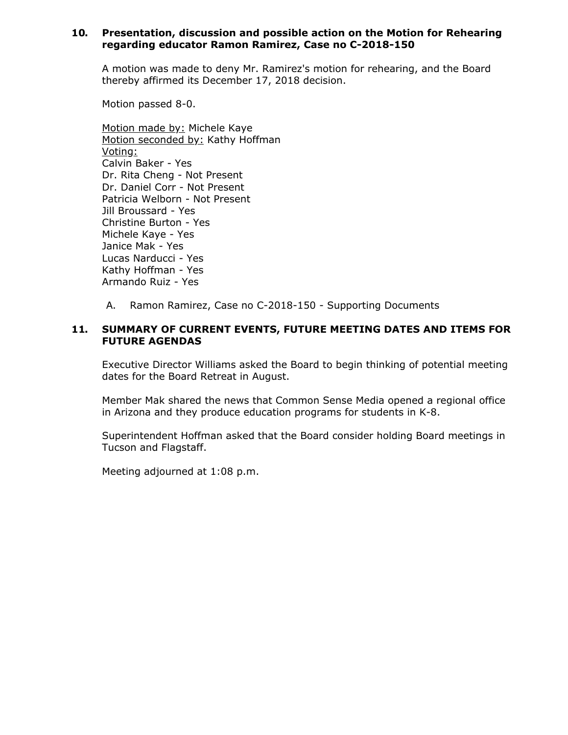**10. Presentation, discussion and possible action on the Motion for Rehearing regarding educator Ramon Ramirez, Case no C-2018-150**

A motion was made to deny Mr. Ramirez's motion for rehearing, and the Board thereby affirmed its December 17, 2018 decision.

Motion passed 8-0.

<u>Motion made by:</u> Michele Kaye
<u>Motion seconded by:</u> Kathy Hoffman
<u>Voting:</u>
Calvin Baker - Yes
Dr. Rita Cheng - Not Present
Dr. Daniel Corr - Not Present
Patricia Welborn - Not Present
Jill Broussard - Yes
Christine Burton - Yes
Michele Kaye - Yes
Janice Mak - Yes
Lucas Narducci - Yes
Kathy Hoffman - Yes
Armando Ruiz - Yes

A. Ramon Ramirez, Case no C-2018-150 - Supporting Documents

**11. SUMMARY OF CURRENT EVENTS, FUTURE MEETING DATES AND ITEMS FOR FUTURE AGENDAS**

Executive Director Williams asked the Board to begin thinking of potential meeting dates for the Board Retreat in August.

Member Mak shared the news that Common Sense Media opened a regional office in Arizona and they produce education programs for students in K-8.

Superintendent Hoffman asked that the Board consider holding Board meetings in Tucson and Flagstaff.

Meeting adjourned at 1:08 p.m.